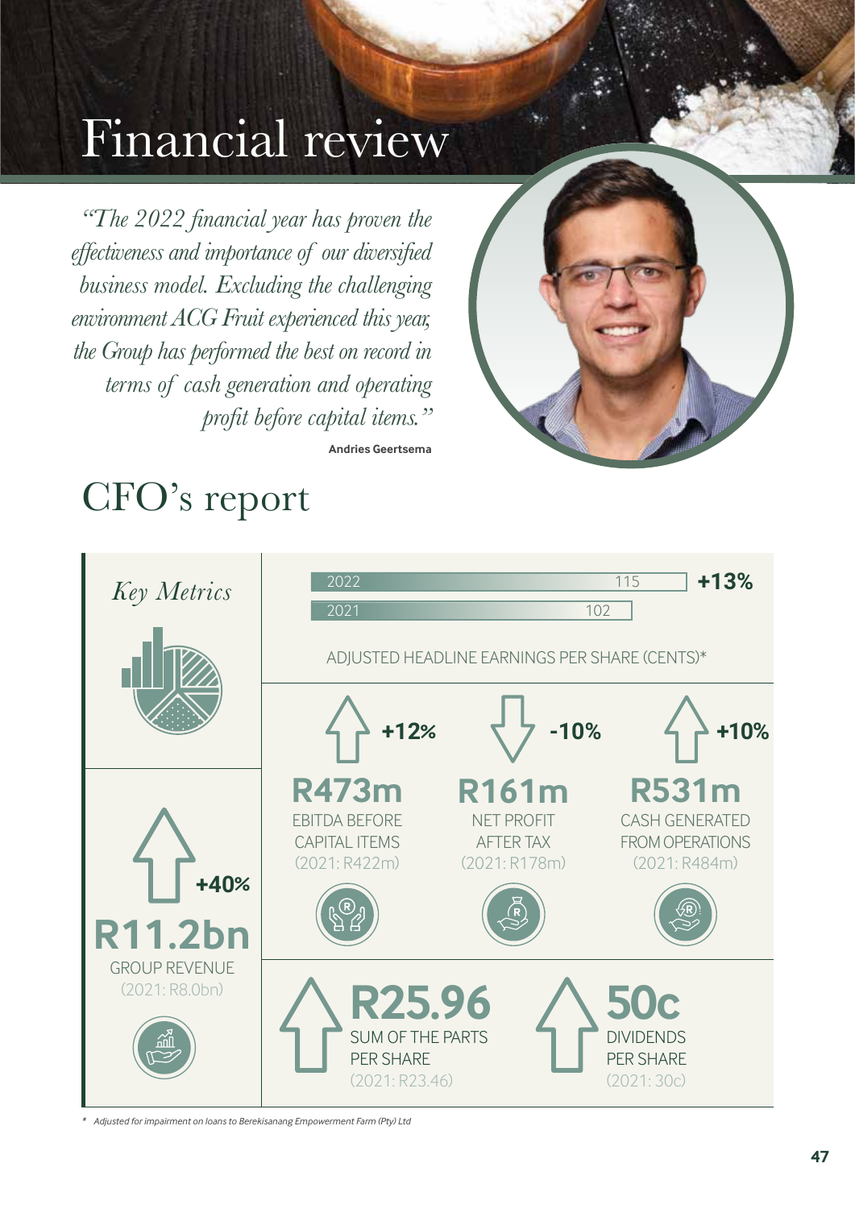# Financial review

*"The 2022 financial year has proven the effectiveness and importance of our diversified business model. Excluding the challenging environment ACG Fruit experienced this year, the Group has performed the best on record in terms of cash generation and operating profit before capital items."*

**Andries Geertsema**

## CFO's report

### *Key Metrics*

| Year | Value |
|---|---|
| 2022 | 115 |
| 2021 | 102 |

**+13%**

ADJUSTED HEADLINE EARNINGS PER SHARE (CENTS)*

**+12%**
**R473m**
EBITDA BEFORE CAPITAL ITEMS
(2021: R422m)

**-10%**
**R161m**
NET PROFIT AFTER TAX
(2021: R178m)

**+10%**
**R531m**
CASH GENERATED FROM OPERATIONS
(2021: R484m)

**+40%**
**R11.2bn**
GROUP REVENUE
(2021: R8.0bn)

**R25.96**
SUM OF THE PARTS PER SHARE
(2021: R23.46)

**50c**
DIVIDENDS PER SHARE
(2021: 30c)

\* *Adjusted for impairment on loans to Berekisanang Empowerment Farm (Pty) Ltd*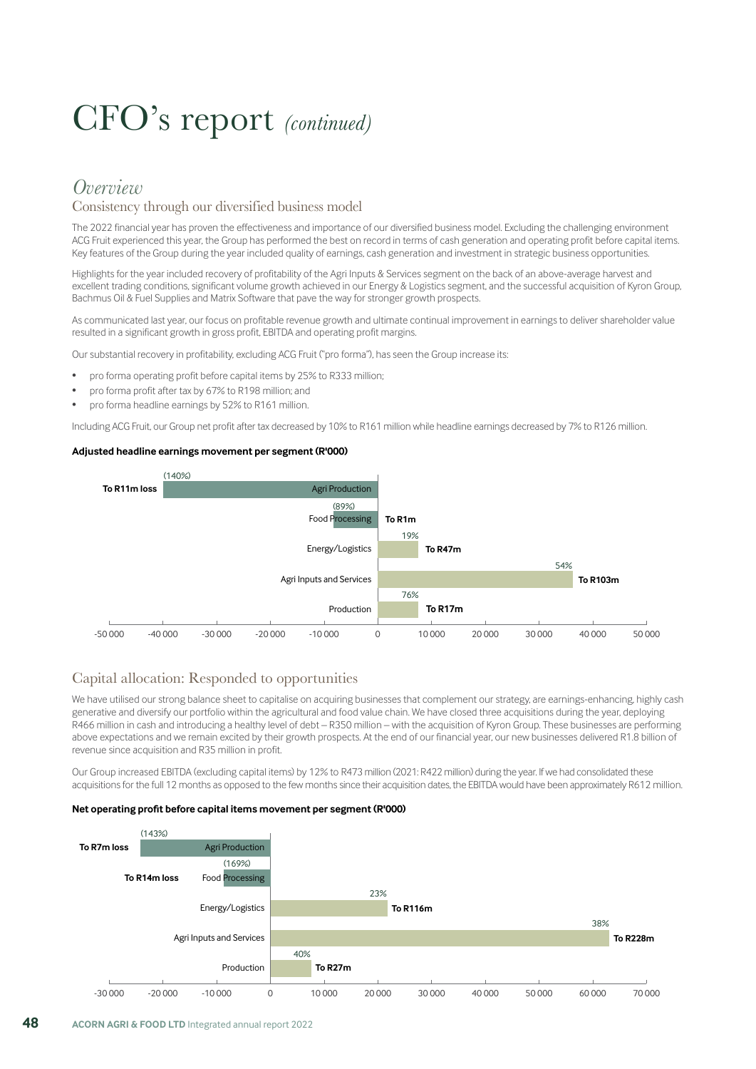# CFO's report *(continued)*

## *Overview*

### Consistency through our diversified business model

The 2022 financial year has proven the effectiveness and importance of our diversified business model. Excluding the challenging environment ACG Fruit experienced this year, the Group has performed the best on record in terms of cash generation and operating profit before capital items. Key features of the Group during the year included quality of earnings, cash generation and investment in strategic business opportunities.

Highlights for the year included recovery of profitability of the Agri Inputs & Services segment on the back of an above-average harvest and excellent trading conditions, significant volume growth achieved in our Energy & Logistics segment, and the successful acquisition of Kyron Group, Bachmus Oil & Fuel Supplies and Matrix Software that pave the way for stronger growth prospects.

As communicated last year, our focus on profitable revenue growth and ultimate continual improvement in earnings to deliver shareholder value resulted in a significant growth in gross profit, EBITDA and operating profit margins.

Our substantial recovery in profitability, excluding ACG Fruit ("pro forma"), has seen the Group increase its:

- pro forma operating profit before capital items by 25% to R333 million;
- pro forma profit after tax by 67% to R198 million; and
- pro forma headline earnings by 52% to R161 million.

Including ACG Fruit, our Group net profit after tax decreased by 10% to R161 million while headline earnings decreased by 7% to R126 million.

**Adjusted headline earnings movement per segment (R'000)**

| Segment | Movement | Result |
|---|---|---|
| Agri Production | (140%) | To R11m loss |
| Food Processing | (89%) | To R1m |
| Energy/Logistics | 19% | To R47m |
| Agri Inputs and Services | 54% | To R103m |
| Production | 76% | To R17m |

### Capital allocation: Responded to opportunities

We have utilised our strong balance sheet to capitalise on acquiring businesses that complement our strategy, are earnings-enhancing, highly cash generative and diversify our portfolio within the agricultural and food value chain. We have closed three acquisitions during the year, deploying R466 million in cash and introducing a healthy level of debt – R350 million – with the acquisition of Kyron Group. These businesses are performing above expectations and we remain excited by their growth prospects. At the end of our financial year, our new businesses delivered R1.8 billion of revenue since acquisition and R35 million in profit.

Our Group increased EBITDA (excluding capital items) by 12% to R473 million (2021: R422 million) during the year. If we had consolidated these acquisitions for the full 12 months as opposed to the few months since their acquisition dates, the EBITDA would have been approximately R612 million.

**Net operating profit before capital items movement per segment (R'000)**

| Segment | Movement | Result |
|---|---|---|
| Agri Production | (143%) | To R7m loss |
| Food Processing | (169%) | To R14m loss |
| Energy/Logistics | 23% | To R116m |
| Agri Inputs and Services | 38% | To R228m |
| Production | 40% | To R27m |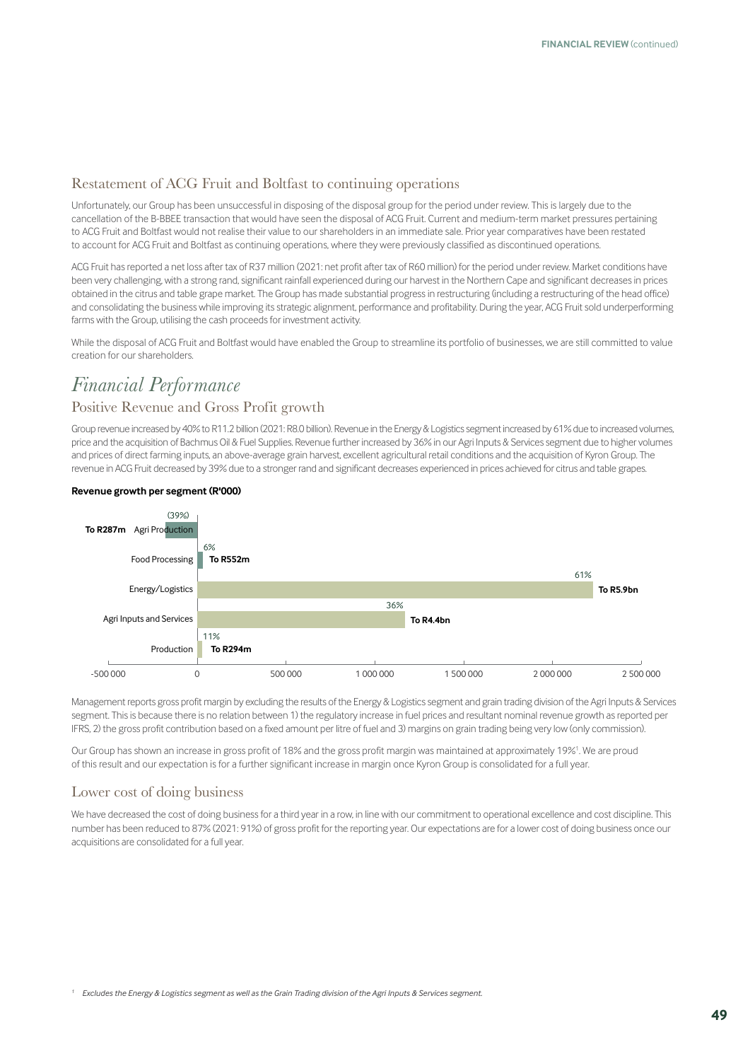## Restatement of ACG Fruit and Boltfast to continuing operations

Unfortunately, our Group has been unsuccessful in disposing of the disposal group for the period under review. This is largely due to the cancellation of the B-BBEE transaction that would have seen the disposal of ACG Fruit. Current and medium-term market pressures pertaining to ACG Fruit and Boltfast would not realise their value to our shareholders in an immediate sale. Prior year comparatives have been restated to account for ACG Fruit and Boltfast as continuing operations, where they were previously classified as discontinued operations.

ACG Fruit has reported a net loss after tax of R37 million (2021: net profit after tax of R60 million) for the period under review. Market conditions have been very challenging, with a strong rand, significant rainfall experienced during our harvest in the Northern Cape and significant decreases in prices obtained in the citrus and table grape market. The Group has made substantial progress in restructuring (including a restructuring of the head office) and consolidating the business while improving its strategic alignment, performance and profitability. During the year, ACG Fruit sold underperforming farms with the Group, utilising the cash proceeds for investment activity.

While the disposal of ACG Fruit and Boltfast would have enabled the Group to streamline its portfolio of businesses, we are still committed to value creation for our shareholders.

# *Financial Performance*

## Positive Revenue and Gross Profit growth

Group revenue increased by 40% to R11.2 billion (2021: R8.0 billion). Revenue in the Energy & Logistics segment increased by 61% due to increased volumes, price and the acquisition of Bachmus Oil & Fuel Supplies. Revenue further increased by 36% in our Agri Inputs & Services segment due to higher volumes and prices of direct farming inputs, an above-average grain harvest, excellent agricultural retail conditions and the acquisition of Kyron Group. The revenue in ACG Fruit decreased by 39% due to a stronger rand and significant decreases experienced in prices achieved for citrus and table grapes.

**Revenue growth per segment (R'000)**

| Segment | Growth | Revenue |
|---|---|---|
| Agri Production | (39%) | To R287m |
| Food Processing | 6% | To R552m |
| Energy/Logistics | 61% | To R5.9bn |
| Agri Inputs and Services | 36% | To R4.4bn |
| Production | 11% | To R294m |

Management reports gross profit margin by excluding the results of the Energy & Logistics segment and grain trading division of the Agri Inputs & Services segment. This is because there is no relation between 1) the regulatory increase in fuel prices and resultant nominal revenue growth as reported per IFRS, 2) the gross profit contribution based on a fixed amount per litre of fuel and 3) margins on grain trading being very low (only commission).

Our Group has shown an increase in gross profit of 18% and the gross profit margin was maintained at approximately 19%[1]. We are proud of this result and our expectation is for a further significant increase in margin once Kyron Group is consolidated for a full year.

## Lower cost of doing business

We have decreased the cost of doing business for a third year in a row, in line with our commitment to operational excellence and cost discipline. This number has been reduced to 87% (2021: 91%) of gross profit for the reporting year. Our expectations are for a lower cost of doing business once our acquisitions are consolidated for a full year.

[1] *Excludes the Energy & Logistics segment as well as the Grain Trading division of the Agri Inputs & Services segment.*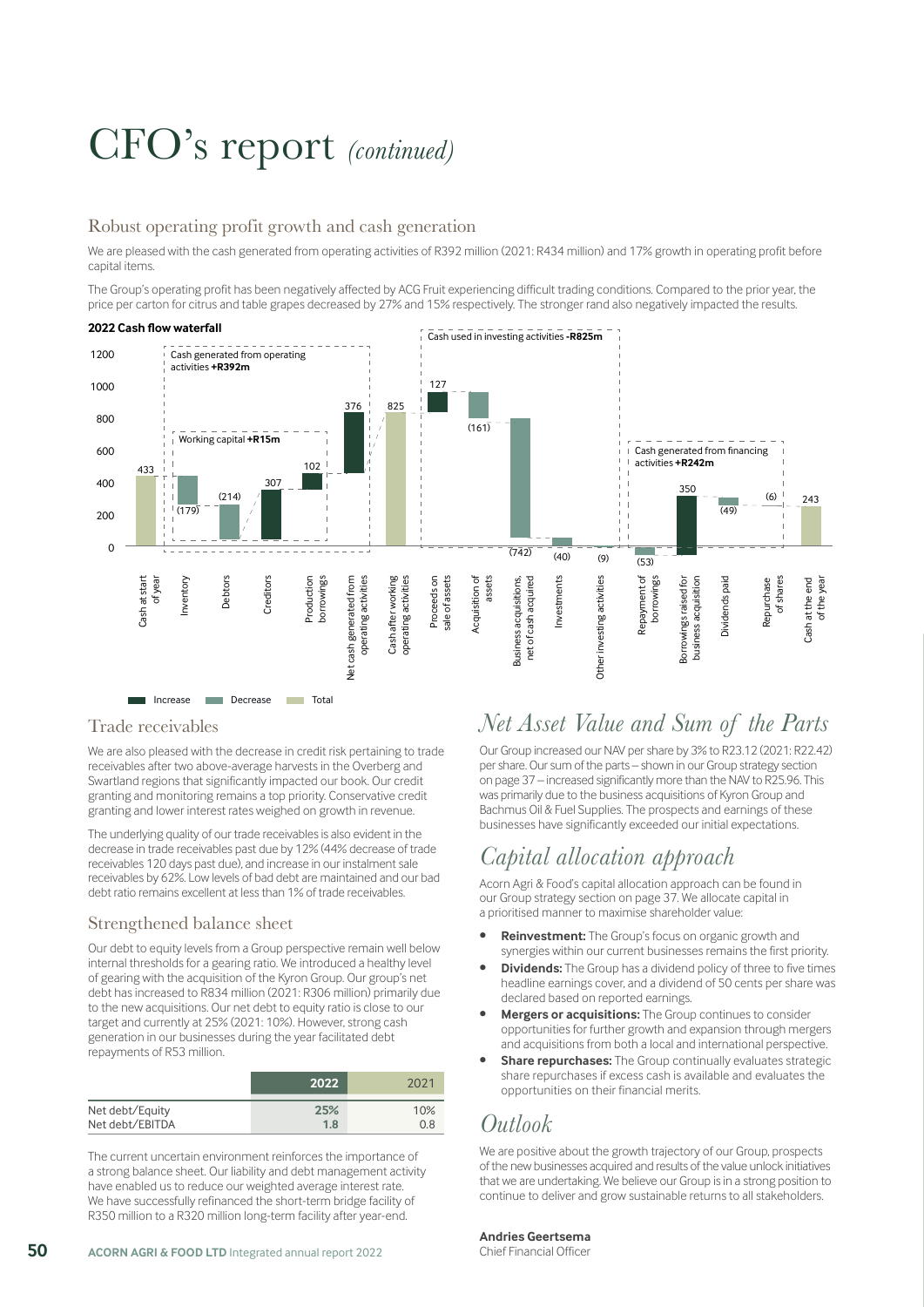# CFO's report *(continued)*

## Robust operating profit growth and cash generation

We are pleased with the cash generated from operating activities of R392 million (2021: R434 million) and 17% growth in operating profit before capital items.

The Group's operating profit has been negatively affected by ACG Fruit experiencing difficult trading conditions. Compared to the prior year, the price per carton for citrus and table grapes decreased by 27% and 15% respectively. The stronger rand also negatively impacted the results.

**2022 Cash flow waterfall**

| Item | Value | Type |
|---|---|---|
| Cash at start of year | 433 | Total |
| Inventory | (179) | Decrease |
| Debtors | (214) | Decrease |
| Creditors | 307 | Increase |
| Production borrowings | 102 | Increase |
| Net cash generated from operating activities | 376 | Increase |
| Cash after working operating activities | 825 | Total |
| Proceeds on sale of assets | 127 | Increase |
| Acquisition of assets | (161) | Decrease |
| Business acquisitions, net of cash acquired | (742) | Decrease |
| Investments | (40) | Decrease |
| Other investing activities | (9) | Decrease |
| Repayment of borrowings | (53) | Decrease |
| Borrowings raised for business acquisition | 350 | Increase |
| Dividends paid | (49) | Decrease |
| Repurchase of shares | (6) | Decrease |
| Cash at the end of the year | 243 | Total |

Working capital **+R15m**; Cash generated from operating activities **+R392m**; Cash used in investing activities **-R825m**; Cash generated from financing activities **+R242m**

## Trade receivables

We are also pleased with the decrease in credit risk pertaining to trade receivables after two above-average harvests in the Overberg and Swartland regions that significantly impacted our book. Our credit granting and monitoring remains a top priority. Conservative credit granting and lower interest rates weighed on growth in revenue.

The underlying quality of our trade receivables is also evident in the decrease in trade receivables past due by 12% (44% decrease of trade receivables 120 days past due), and increase in our instalment sale receivables by 62%. Low levels of bad debt are maintained and our bad debt ratio remains excellent at less than 1% of trade receivables.

## Strengthened balance sheet

Our debt to equity levels from a Group perspective remain well below internal thresholds for a gearing ratio. We introduced a healthy level of gearing with the acquisition of the Kyron Group. Our group's net debt has increased to R834 million (2021: R306 million) primarily due to the new acquisitions. Our net debt to equity ratio is close to our target and currently at 25% (2021: 10%). However, strong cash generation in our businesses during the year facilitated debt repayments of R53 million.

| | 2022 | 2021 |
|---|---|---|
| Net debt/Equity | **25%** | 10% |
| Net debt/EBITDA | **1.8** | 0.8 |

The current uncertain environment reinforces the importance of a strong balance sheet. Our liability and debt management activity have enabled us to reduce our weighted average interest rate. We have successfully refinanced the short-term bridge facility of R350 million to a R320 million long-term facility after year-end.

## *Net Asset Value and Sum of the Parts*

Our Group increased our NAV per share by 3% to R23.12 (2021: R22.42) per share. Our sum of the parts – shown in our Group strategy section on page 37 – increased significantly more than the NAV to R25.96. This was primarily due to the business acquisitions of Kyron Group and Bachmus Oil & Fuel Supplies. The prospects and earnings of these businesses have significantly exceeded our initial expectations.

## *Capital allocation approach*

Acorn Agri & Food's capital allocation approach can be found in our Group strategy section on page 37. We allocate capital in a prioritised manner to maximise shareholder value:

- **Reinvestment:** The Group's focus on organic growth and synergies within our current businesses remains the first priority.
- **Dividends:** The Group has a dividend policy of three to five times headline earnings cover, and a dividend of 50 cents per share was declared based on reported earnings.
- **Mergers or acquisitions:** The Group continues to consider opportunities for further growth and expansion through mergers and acquisitions from both a local and international perspective.
- **Share repurchases:** The Group continually evaluates strategic share repurchases if excess cash is available and evaluates the opportunities on their financial merits.

## *Outlook*

We are positive about the growth trajectory of our Group, prospects of the new businesses acquired and results of the value unlock initiatives that we are undertaking. We believe our Group is in a strong position to continue to deliver and grow sustainable returns to all stakeholders.

**Andries Geertsema**
Chief Financial Officer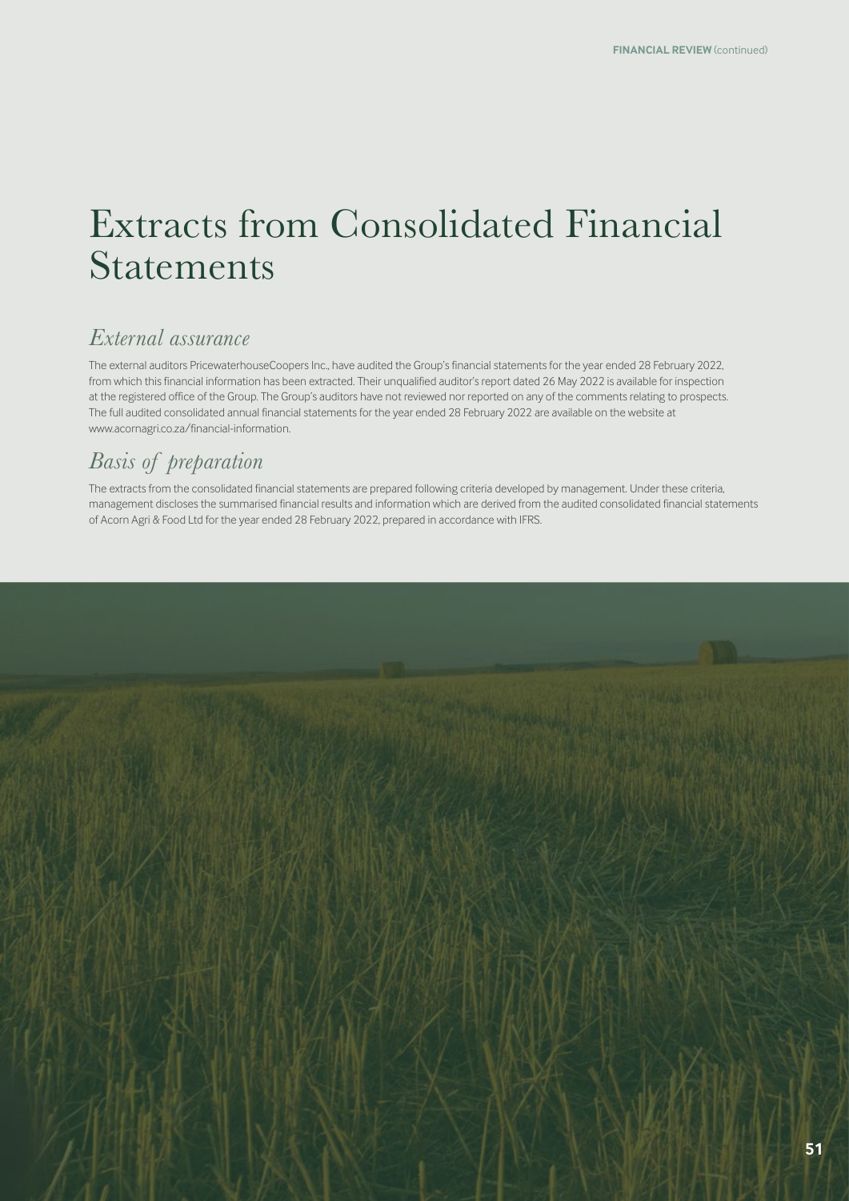# Extracts from Consolidated Financial Statements

## *External assurance*

The external auditors PricewaterhouseCoopers Inc., have audited the Group's financial statements for the year ended 28 February 2022, from which this financial information has been extracted. Their unqualified auditor's report dated 26 May 2022 is available for inspection at the registered office of the Group. The Group's auditors have not reviewed nor reported on any of the comments relating to prospects. The full audited consolidated annual financial statements for the year ended 28 February 2022 are available on the website at www.acornagri.co.za/financial-information.

## *Basis of preparation*

The extracts from the consolidated financial statements are prepared following criteria developed by management. Under these criteria, management discloses the summarised financial results and information which are derived from the audited consolidated financial statements of Acorn Agri & Food Ltd for the year ended 28 February 2022, prepared in accordance with IFRS.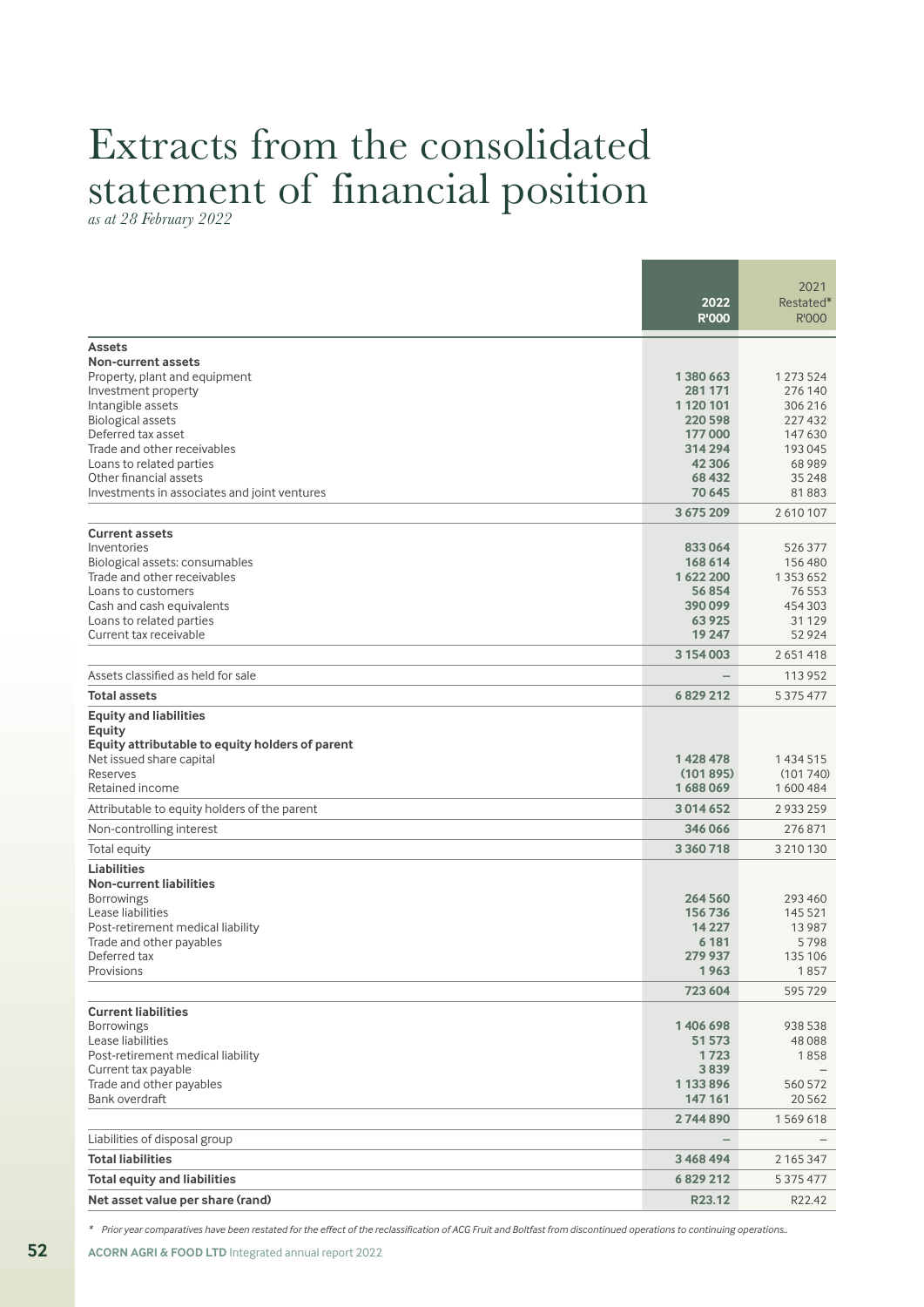# Extracts from the consolidated statement of financial position

*as at 28 February 2022*

| | 2022 R'000 | 2021 Restated* R'000 |
|---|---|---|
| **Assets** | | |
| **Non-current assets** | | |
| Property, plant and equipment | **1 380 663** | 1 273 524 |
| Investment property | **281 171** | 276 140 |
| Intangible assets | **1 120 101** | 306 216 |
| Biological assets | **220 598** | 227 432 |
| Deferred tax asset | **177 000** | 147 630 |
| Trade and other receivables | **314 294** | 193 045 |
| Loans to related parties | **42 306** | 68 989 |
| Other financial assets | **68 432** | 35 248 |
| Investments in associates and joint ventures | **70 645** | 81 883 |
| | **3 675 209** | 2 610 107 |
| **Current assets** | | |
| Inventories | **833 064** | 526 377 |
| Biological assets: consumables | **168 614** | 156 480 |
| Trade and other receivables | **1 622 200** | 1 353 652 |
| Loans to customers | **56 854** | 76 553 |
| Cash and cash equivalents | **390 099** | 454 303 |
| Loans to related parties | **63 925** | 31 129 |
| Current tax receivable | **19 247** | 52 924 |
| | **3 154 003** | 2 651 418 |
| Assets classified as held for sale | **–** | 113 952 |
| **Total assets** | **6 829 212** | 5 375 477 |
| **Equity and liabilities** | | |
| **Equity** | | |
| **Equity attributable to equity holders of parent** | | |
| Net issued share capital | **1 428 478** | 1 434 515 |
| Reserves | **(101 895)** | (101 740) |
| Retained income | **1 688 069** | 1 600 484 |
| Attributable to equity holders of the parent | **3 014 652** | 2 933 259 |
| Non-controlling interest | **346 066** | 276 871 |
| Total equity | **3 360 718** | 3 210 130 |
| **Liabilities** | | |
| **Non-current liabilities** | | |
| Borrowings | **264 560** | 293 460 |
| Lease liabilities | **156 736** | 145 521 |
| Post-retirement medical liability | **14 227** | 13 987 |
| Trade and other payables | **6 181** | 5 798 |
| Deferred tax | **279 937** | 135 106 |
| Provisions | **1 963** | 1 857 |
| | **723 604** | 595 729 |
| **Current liabilities** | | |
| Borrowings | **1 406 698** | 938 538 |
| Lease liabilities | **51 573** | 48 088 |
| Post-retirement medical liability | **1 723** | 1 858 |
| Current tax payable | **3 839** | – |
| Trade and other payables | **1 133 896** | 560 572 |
| Bank overdraft | **147 161** | 20 562 |
| | **2 744 890** | 1 569 618 |
| Liabilities of disposal group | **–** | – |
| **Total liabilities** | **3 468 494** | 2 165 347 |
| **Total equity and liabilities** | **6 829 212** | 5 375 477 |
| **Net asset value per share (rand)** | **R23.12** | R22.42 |

*\* Prior year comparatives have been restated for the effect of the reclassification of ACG Fruit and Boltfast from discontinued operations to continuing operations..*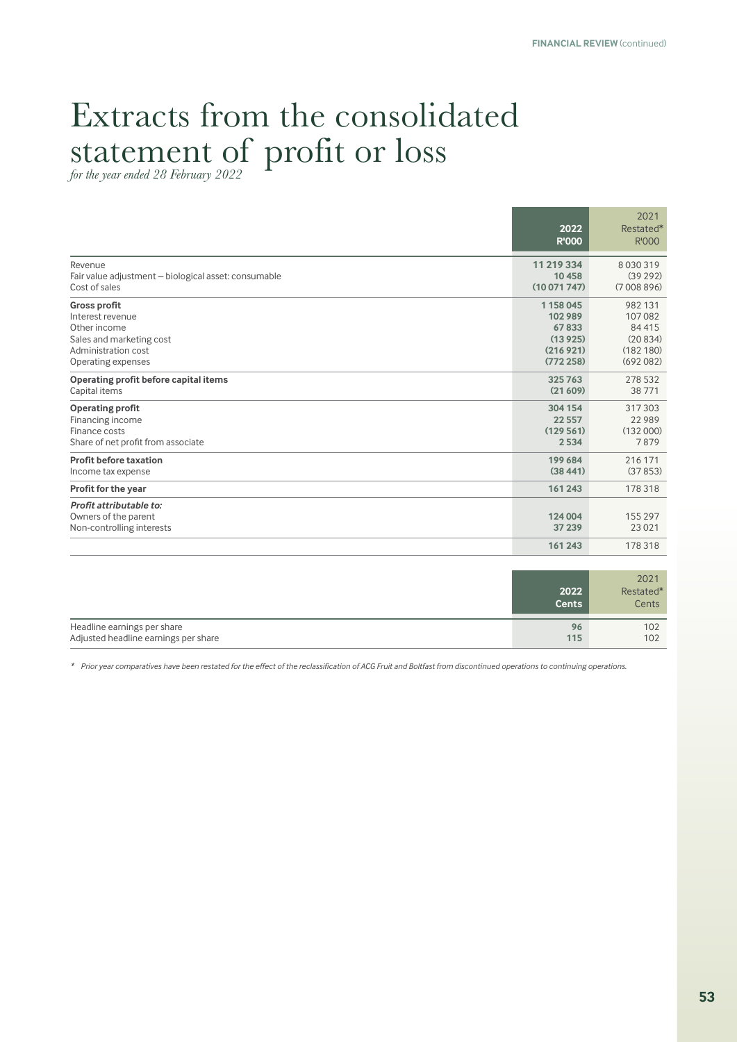# Extracts from the consolidated statement of profit or loss

*for the year ended 28 February 2022*

| | 2022<br>R'000 | 2021<br>Restated*<br>R'000 |
|---|---|---|
| Revenue | **11 219 334** | 8 030 319 |
| Fair value adjustment – biological asset: consumable | **10 458** | (39 292) |
| Cost of sales | **(10 071 747)** | (7 008 896) |
| **Gross profit** | **1 158 045** | 982 131 |
| Interest revenue | **102 989** | 107 082 |
| Other income | **67 833** | 84 415 |
| Sales and marketing cost | **(13 925)** | (20 834) |
| Administration cost | **(216 921)** | (182 180) |
| Operating expenses | **(772 258)** | (692 082) |
| **Operating profit before capital items** | **325 763** | 278 532 |
| Capital items | **(21 609)** | 38 771 |
| **Operating profit** | **304 154** | 317 303 |
| Financing income | **22 557** | 22 989 |
| Finance costs | **(129 561)** | (132 000) |
| Share of net profit from associate | **2 534** | 7 879 |
| **Profit before taxation** | **199 684** | 216 171 |
| Income tax expense | **(38 441)** | (37 853) |
| **Profit for the year** | **161 243** | 178 318 |
| ***Profit attributable to:*** | | |
| Owners of the parent | **124 004** | 155 297 |
| Non-controlling interests | **37 239** | 23 021 |
| | **161 243** | 178 318 |

| | 2022<br>Cents | 2021<br>Restated*<br>Cents |
|---|---|---|
| Headline earnings per share | **96** | 102 |
| Adjusted headline earnings per share | **115** | 102 |

*\* Prior year comparatives have been restated for the effect of the reclassification of ACG Fruit and Boltfast from discontinued operations to continuing operations.*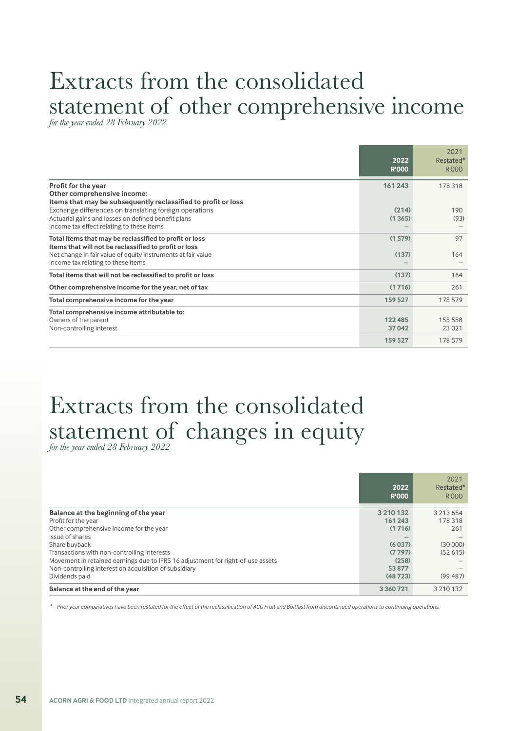# Extracts from the consolidated statement of other comprehensive income

*for the year ended 28 February 2022*

| | 2022 R'000 | 2021 Restated* R'000 |
|---|---|---|
| **Profit for the year** | **161 243** | 178 318 |
| **Other comprehensive income:** | | |
| **Items that may be subsequently reclassified to profit or loss** | | |
| Exchange differences on translating foreign operations | **(214)** | 190 |
| Actuarial gains and losses on defined benefit plans | **(1 365)** | (93) |
| Income tax effect relating to these items | **–** | – |
| **Total items that may be reclassified to profit or loss** | **(1 579)** | 97 |
| **Items that will not be reclassified to profit or loss** | | |
| Net change in fair value of equity instruments at fair value | **(137)** | 164 |
| Income tax relating to these items | **–** | – |
| **Total items that will not be reclassified to profit or loss** | **(137)** | 164 |
| **Other comprehensive income for the year, net of tax** | **(1 716)** | 261 |
| **Total comprehensive income for the year** | **159 527** | 178 579 |
| **Total comprehensive income attributable to:** | | |
| Owners of the parent | **122 485** | 155 558 |
| Non-controlling interest | **37 042** | 23 021 |
| | **159 527** | 178 579 |

# Extracts from the consolidated statement of changes in equity

*for the year ended 28 February 2022*

| | 2022 R'000 | 2021 Restated* R'000 |
|---|---|---|
| **Balance at the beginning of the year** | **3 210 132** | 3 213 654 |
| Profit for the year | **161 243** | 178 318 |
| Other comprehensive income for the year | **(1 716)** | 261 |
| Issue of shares | **–** | – |
| Share buyback | **(6 037)** | (30 000) |
| Transactions with non-controlling interests | **(7 797)** | (52 615) |
| Movement in retained earnings due to IFRS 16 adjustment for right-of-use assets | **(258)** | – |
| Non-controlling interest on acquisition of subsidiary | **53 877** | – |
| Dividends paid | **(48 723)** | (99 487) |
| **Balance at the end of the year** | **3 360 721** | 3 210 132 |

*\* Prior year comparatives have been restated for the effect of the reclassification of ACG Fruit and Boltfast from discontinued operations to continuing operations.*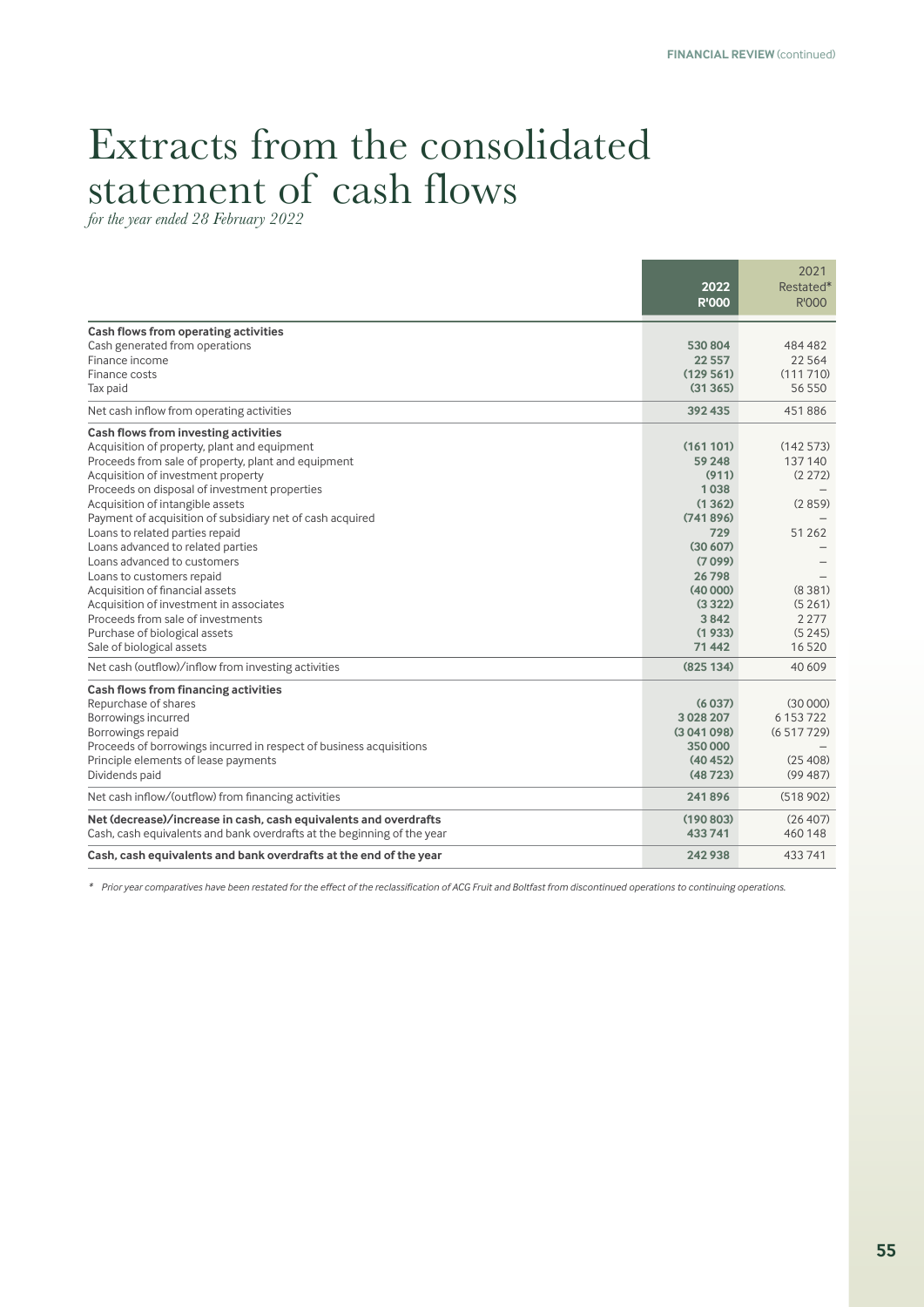# Extracts from the consolidated statement of cash flows

*for the year ended 28 February 2022*

| | 2022 R'000 | 2021 Restated* R'000 |
|---|---|---|
| **Cash flows from operating activities** | | |
| Cash generated from operations | 530 804 | 484 482 |
| Finance income | 22 557 | 22 564 |
| Finance costs | (129 561) | (111 710) |
| Tax paid | (31 365) | 56 550 |
| Net cash inflow from operating activities | 392 435 | 451 886 |
| **Cash flows from investing activities** | | |
| Acquisition of property, plant and equipment | (161 101) | (142 573) |
| Proceeds from sale of property, plant and equipment | 59 248 | 137 140 |
| Acquisition of investment property | (911) | (2 272) |
| Proceeds on disposal of investment properties | 1 038 | – |
| Acquisition of intangible assets | (1 362) | (2 859) |
| Payment of acquisition of subsidiary net of cash acquired | (741 896) | – |
| Loans to related parties repaid | 729 | 51 262 |
| Loans advanced to related parties | (30 607) | – |
| Loans advanced to customers | (7 099) | – |
| Loans to customers repaid | 26 798 | – |
| Acquisition of financial assets | (40 000) | (8 381) |
| Acquisition of investment in associates | (3 322) | (5 261) |
| Proceeds from sale of investments | 3 842 | 2 277 |
| Purchase of biological assets | (1 933) | (5 245) |
| Sale of biological assets | 71 442 | 16 520 |
| Net cash (outflow)/inflow from investing activities | (825 134) | 40 609 |
| **Cash flows from financing activities** | | |
| Repurchase of shares | (6 037) | (30 000) |
| Borrowings incurred | 3 028 207 | 6 153 722 |
| Borrowings repaid | (3 041 098) | (6 517 729) |
| Proceeds of borrowings incurred in respect of business acquisitions | 350 000 | – |
| Principle elements of lease payments | (40 452) | (25 408) |
| Dividends paid | (48 723) | (99 487) |
| Net cash inflow/(outflow) from financing activities | 241 896 | (518 902) |
| **Net (decrease)/increase in cash, cash equivalents and overdrafts** | (190 803) | (26 407) |
| Cash, cash equivalents and bank overdrafts at the beginning of the year | 433 741 | 460 148 |
| **Cash, cash equivalents and bank overdrafts at the end of the year** | 242 938 | 433 741 |

*\* Prior year comparatives have been restated for the effect of the reclassification of ACG Fruit and Boltfast from discontinued operations to continuing operations.*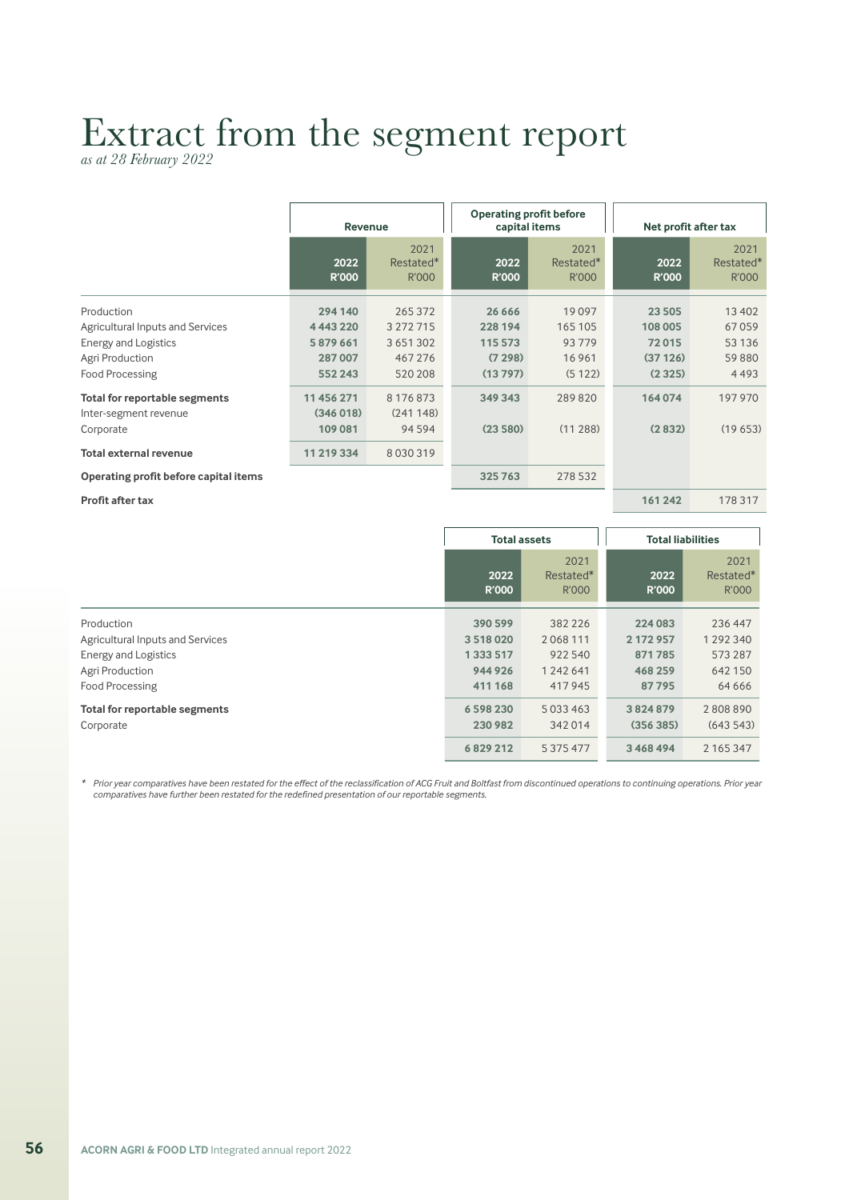# Extract from the segment report

*as at 28 February 2022*

| | Revenue | | Operating profit before capital items | | Net profit after tax | |
|---|---|---|---|---|---|---|
| | **2022 R'000** | 2021 Restated* R'000 | **2022 R'000** | 2021 Restated* R'000 | **2022 R'000** | 2021 Restated* R'000 |
| Production | **294 140** | 265 372 | **26 666** | 19 097 | **23 505** | 13 402 |
| Agricultural Inputs and Services | **4 443 220** | 3 272 715 | **228 194** | 165 105 | **108 005** | 67 059 |
| Energy and Logistics | **5 879 661** | 3 651 302 | **115 573** | 93 779 | **72 015** | 53 136 |
| Agri Production | **287 007** | 467 276 | **(7 298)** | 16 961 | **(37 126)** | 59 880 |
| Food Processing | **552 243** | 520 208 | **(13 797)** | (5 122) | **(2 325)** | 4 493 |
| **Total for reportable segments** | **11 456 271** | 8 176 873 | **349 343** | 289 820 | **164 074** | 197 970 |
| Inter-segment revenue | **(346 018)** | (241 148) | | | | |
| Corporate | **109 081** | 94 594 | **(23 580)** | (11 288) | **(2 832)** | (19 653) |
| **Total external revenue** | **11 219 334** | 8 030 319 | | | | |
| **Operating profit before capital items** | | | **325 763** | 278 532 | | |
| **Profit after tax** | | | | | **161 242** | 178 317 |

| | Total assets | | Total liabilities | |
|---|---|---|---|---|
| | **2022 R'000** | 2021 Restated* R'000 | **2022 R'000** | 2021 Restated* R'000 |
| Production | **390 599** | 382 226 | **224 083** | 236 447 |
| Agricultural Inputs and Services | **3 518 020** | 2 068 111 | **2 172 957** | 1 292 340 |
| Energy and Logistics | **1 333 517** | 922 540 | **871 785** | 573 287 |
| Agri Production | **944 926** | 1 242 641 | **468 259** | 642 150 |
| Food Processing | **411 168** | 417 945 | **87 795** | 64 666 |
| **Total for reportable segments** | **6 598 230** | 5 033 463 | **3 824 879** | 2 808 890 |
| Corporate | **230 982** | 342 014 | **(356 385)** | (643 543) |
| | **6 829 212** | 5 375 477 | **3 468 494** | 2 165 347 |

\* *Prior year comparatives have been restated for the effect of the reclassification of ACG Fruit and Boltfast from discontinued operations to continuing operations. Prior year comparatives have further been restated for the redefined presentation of our reportable segments.*